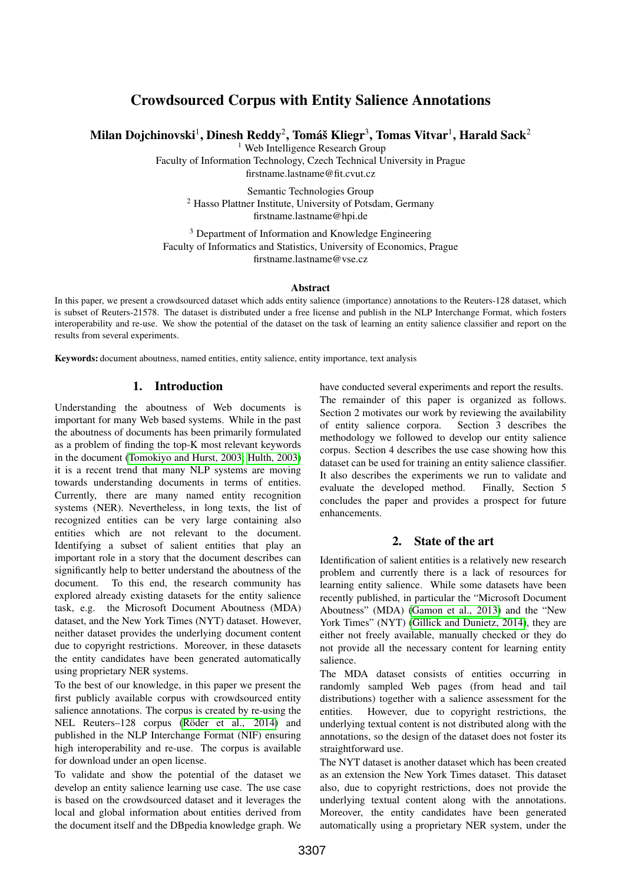# Crowdsourced Corpus with Entity Salience Annotations

**Milan Dojchinovski[1], Dinesh Reddy[2], Tomáš Kliegr[3], Tomas Vitvar[1], Harald Sack[2]**

[1] Web Intelligence Research Group
Faculty of Information Technology, Czech Technical University in Prague
firstname.lastname@fit.cvut.cz

Semantic Technologies Group
[2] Hasso Plattner Institute, University of Potsdam, Germany
firstname.lastname@hpi.de

[3] Department of Information and Knowledge Engineering
Faculty of Informatics and Statistics, University of Economics, Prague
firstname.lastname@vse.cz

### Abstract

In this paper, we present a crowdsourced dataset which adds entity salience (importance) annotations to the Reuters-128 dataset, which is subset of Reuters-21578. The dataset is distributed under a free license and publish in the NLP Interchange Format, which fosters interoperability and re-use. We show the potential of the dataset on the task of learning an entity salience classifier and report on the results from several experiments.

**Keywords:** document aboutness, named entities, entity salience, entity importance, text analysis

## 1. Introduction

Understanding the aboutness of Web documents is important for many Web based systems. While in the past the aboutness of documents has been primarily formulated as a problem of finding the top-K most relevant keywords in the document (Tomokiyo and Hurst, 2003; Hulth, 2003) it is a recent trend that many NLP systems are moving towards understanding documents in terms of entities. Currently, there are many named entity recognition systems (NER). Nevertheless, in long texts, the list of recognized entities can be very large containing also entities which are not relevant to the document. Identifying a subset of salient entities that play an important role in a story that the document describes can significantly help to better understand the aboutness of the document. To this end, the research community has explored already existing datasets for the entity salience task, e.g. the Microsoft Document Aboutness (MDA) dataset, and the New York Times (NYT) dataset. However, neither dataset provides the underlying document content due to copyright restrictions. Moreover, in these datasets the entity candidates have been generated automatically using proprietary NER systems.

To the best of our knowledge, in this paper we present the first publicly available corpus with crowdsourced entity salience annotations. The corpus is created by re-using the NEL Reuters–128 corpus (Röder et al., 2014) and published in the NLP Interchange Format (NIF) ensuring high interoperability and re-use. The corpus is available for download under an open license.

To validate and show the potential of the dataset we develop an entity salience learning use case. The use case is based on the crowdsourced dataset and it leverages the local and global information about entities derived from the document itself and the DBpedia knowledge graph. We have conducted several experiments and report the results.

The remainder of this paper is organized as follows. Section 2 motivates our work by reviewing the availability of entity salience corpora. Section 3 describes the methodology we followed to develop our entity salience corpus. Section 4 describes the use case showing how this dataset can be used for training an entity salience classifier. It also describes the experiments we run to validate and evaluate the developed method. Finally, Section 5 concludes the paper and provides a prospect for future enhancements.

## 2. State of the art

Identification of salient entities is a relatively new research problem and currently there is a lack of resources for learning entity salience. While some datasets have been recently published, in particular the "Microsoft Document Aboutness" (MDA) (Gamon et al., 2013) and the "New York Times" (NYT) (Gillick and Dunietz, 2014), they are either not freely available, manually checked or they do not provide all the necessary content for learning entity salience.

The MDA dataset consists of entities occurring in randomly sampled Web pages (from head and tail distributions) together with a salience assessment for the entities. However, due to copyright restrictions, the underlying textual content is not distributed along with the annotations, so the design of the dataset does not foster its straightforward use.

The NYT dataset is another dataset which has been created as an extension the New York Times dataset. This dataset also, due to copyright restrictions, does not provide the underlying textual content along with the annotations. Moreover, the entity candidates have been generated automatically using a proprietary NER system, under the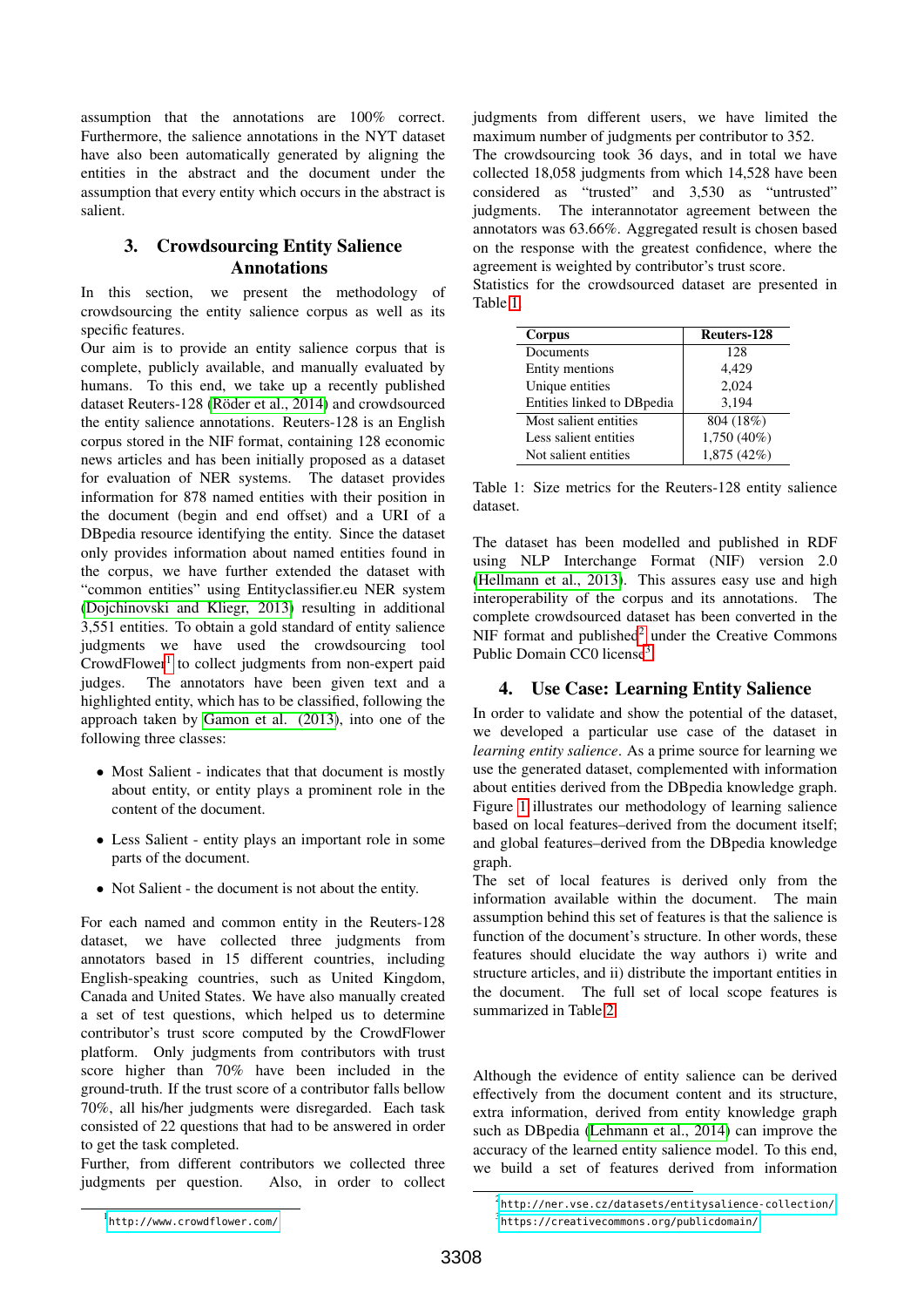assumption that the annotations are 100% correct. Furthermore, the salience annotations in the NYT dataset have also been automatically generated by aligning the entities in the abstract and the document under the assumption that every entity which occurs in the abstract is salient.

## 3. Crowdsourcing Entity Salience Annotations

In this section, we present the methodology of crowdsourcing the entity salience corpus as well as its specific features.

Our aim is to provide an entity salience corpus that is complete, publicly available, and manually evaluated by humans. To this end, we take up a recently published dataset Reuters-128 (Röder et al., 2014) and crowdsourced the entity salience annotations. Reuters-128 is an English corpus stored in the NIF format, containing 128 economic news articles and has been initially proposed as a dataset for evaluation of NER systems. The dataset provides information for 878 named entities with their position in the document (begin and end offset) and a URI of a DBpedia resource identifying the entity. Since the dataset only provides information about named entities found in the corpus, we have further extended the dataset with "common entities" using Entityclassifier.eu NER system (Dojchinovski and Kliegr, 2013) resulting in additional 3,551 entities. To obtain a gold standard of entity salience judgments we have used the crowdsourcing tool CrowdFlower[1] to collect judgments from non-expert paid judges. The annotators have been given text and a highlighted entity, which has to be classified, following the approach taken by Gamon et al. (2013), into one of the following three classes:

- Most Salient - indicates that that document is mostly about entity, or entity plays a prominent role in the content of the document.
- Less Salient - entity plays an important role in some parts of the document.
- Not Salient - the document is not about the entity.

For each named and common entity in the Reuters-128 dataset, we have collected three judgments from annotators based in 15 different countries, including English-speaking countries, such as United Kingdom, Canada and United States. We have also manually created a set of test questions, which helped us to determine contributor's trust score computed by the CrowdFlower platform. Only judgments from contributors with trust score higher than 70% have been included in the ground-truth. If the trust score of a contributor falls bellow 70%, all his/her judgments were disregarded. Each task consisted of 22 questions that had to be answered in order to get the task completed.

Further, from different contributors we collected three judgments per question. Also, in order to collect judgments from different users, we have limited the maximum number of judgments per contributor to 352.

The crowdsourcing took 36 days, and in total we have collected 18,058 judgments from which 14,528 have been considered as "trusted" and 3,530 as "untrusted" judgments. The interannotator agreement between the annotators was 63.66%. Aggregated result is chosen based on the response with the greatest confidence, where the agreement is weighted by contributor's trust score.

Statistics for the crowdsourced dataset are presented in Table 1.

| Corpus | Reuters-128 |
|---|---|
| Documents | 128 |
| Entity mentions | 4,429 |
| Unique entities | 2,024 |
| Entities linked to DBpedia | 3,194 |
| Most salient entities | 804 (18%) |
| Less salient entities | 1,750 (40%) |
| Not salient entities | 1,875 (42%) |

Table 1: Size metrics for the Reuters-128 entity salience dataset.

The dataset has been modelled and published in RDF using NLP Interchange Format (NIF) version 2.0 (Hellmann et al., 2013). This assures easy use and high interoperability of the corpus and its annotations. The complete crowdsourced dataset has been converted in the NIF format and published[2] under the Creative Commons Public Domain CC0 license[3].

## 4. Use Case: Learning Entity Salience

In order to validate and show the potential of the dataset, we developed a particular use case of the dataset in *learning entity salience*. As a prime source for learning we use the generated dataset, complemented with information about entities derived from the DBpedia knowledge graph. Figure 1 illustrates our methodology of learning salience based on local features–derived from the document itself; and global features–derived from the DBpedia knowledge graph.

The set of local features is derived only from the information available within the document. The main assumption behind this set of features is that the salience is function of the document's structure. In other words, these features should elucidate the way authors i) write and structure articles, and ii) distribute the important entities in the document. The full set of local scope features is summarized in Table 2.

Although the evidence of entity salience can be derived effectively from the document content and its structure, extra information, derived from entity knowledge graph such as DBpedia (Lehmann et al., 2014) can improve the accuracy of the learned entity salience model. To this end, we build a set of features derived from information

[1] http://www.crowdflower.com/

[2] http://ner.vse.cz/datasets/entitysalience-collection/

[3] https://creativecommons.org/publicdomain/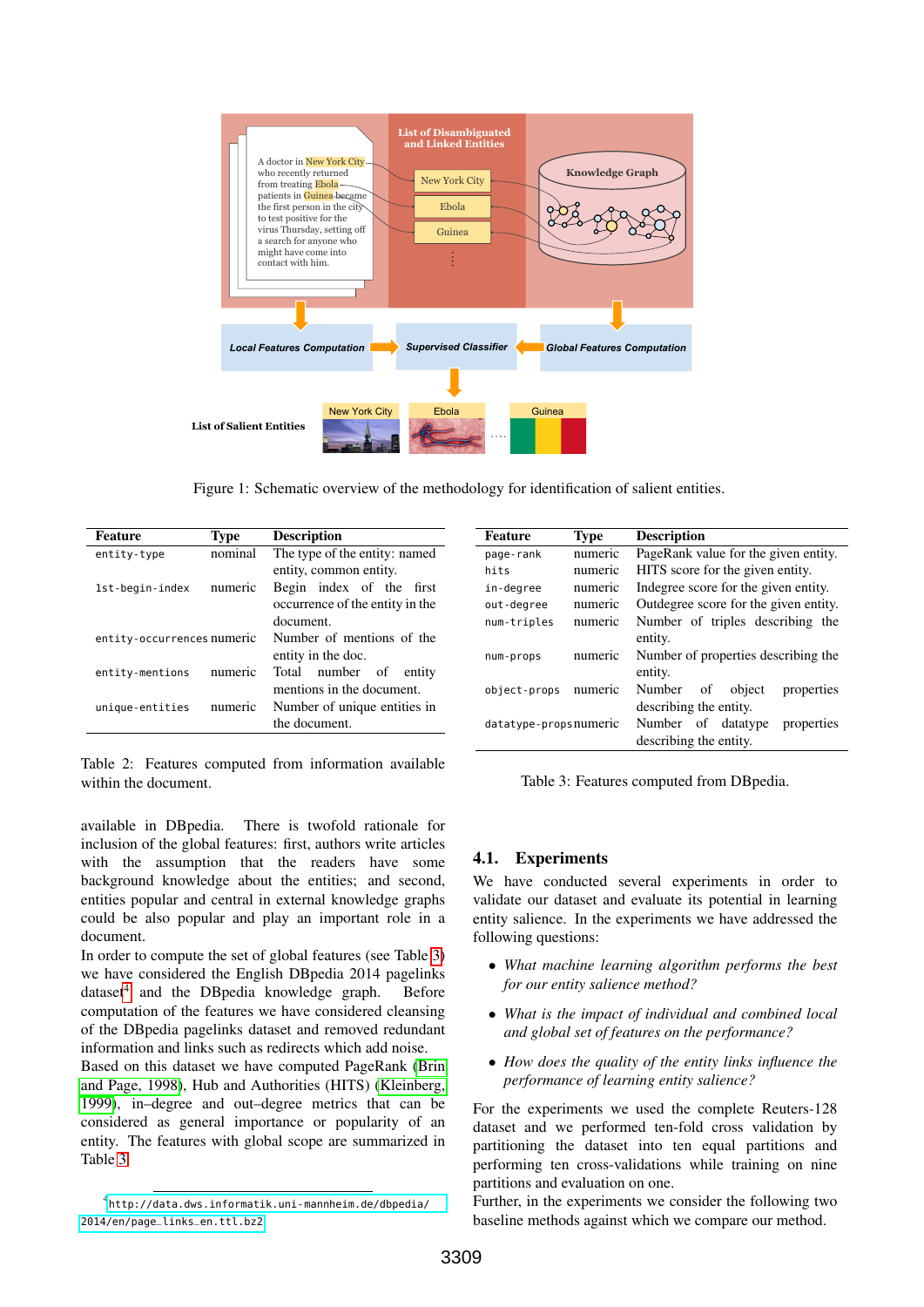Figure 1: Schematic overview of the methodology for identification of salient entities.

| Feature | Type | Description |
|---|---|---|
| `entity-type` | nominal | The type of the entity: named entity, common entity. |
| `1st-begin-index` | numeric | Begin index of the first occurrence of the entity in the document. |
| `entity-occurrences` | numeric | Number of mentions of the entity in the doc. |
| `entity-mentions` | numeric | Total number of entity mentions in the document. |
| `unique-entities` | numeric | Number of unique entities in the document. |

Table 2: Features computed from information available within the document.

| Feature | Type | Description |
|---|---|---|
| `page-rank` | numeric | PageRank value for the given entity. |
| `hits` | numeric | HITS score for the given entity. |
| `in-degree` | numeric | Indegree score for the given entity. |
| `out-degree` | numeric | Outdegree score for the given entity. |
| `num-triples` | numeric | Number of triples describing the entity. |
| `num-props` | numeric | Number of properties describing the entity. |
| `object-props` | numeric | Number of object properties describing the entity. |
| `datatype-props` | numeric | Number of datatype properties describing the entity. |

Table 3: Features computed from DBpedia.

available in DBpedia. There is twofold rationale for inclusion of the global features: first, authors write articles with the assumption that the readers have some background knowledge about the entities; and second, entities popular and central in external knowledge graphs could be also popular and play an important role in a document.

In order to compute the set of global features (see Table 3) we have considered the English DBpedia 2014 pagelinks dataset[4] and the DBpedia knowledge graph. Before computation of the features we have considered cleansing of the DBpedia pagelinks dataset and removed redundant information and links such as redirects which add noise. Based on this dataset we have computed PageRank (Brin and Page, 1998), Hub and Authorities (HITS) (Kleinberg, 1999), in–degree and out–degree metrics that can be considered as general importance or popularity of an entity. The features with global scope are summarized in Table 3.

[4] http://data.dws.informatik.uni-mannheim.de/dbpedia/2014/en/page_links_en.ttl.bz2

### 4.1. Experiments

We have conducted several experiments in order to validate our dataset and evaluate its potential in learning entity salience. In the experiments we have addressed the following questions:

- *What machine learning algorithm performs the best for our entity salience method?*
- *What is the impact of individual and combined local and global set of features on the performance?*
- *How does the quality of the entity links influence the performance of learning entity salience?*

For the experiments we used the complete Reuters-128 dataset and we performed ten-fold cross validation by partitioning the dataset into ten equal partitions and performing ten cross-validations while training on nine partitions and evaluation on one.

Further, in the experiments we consider the following two baseline methods against which we compare our method.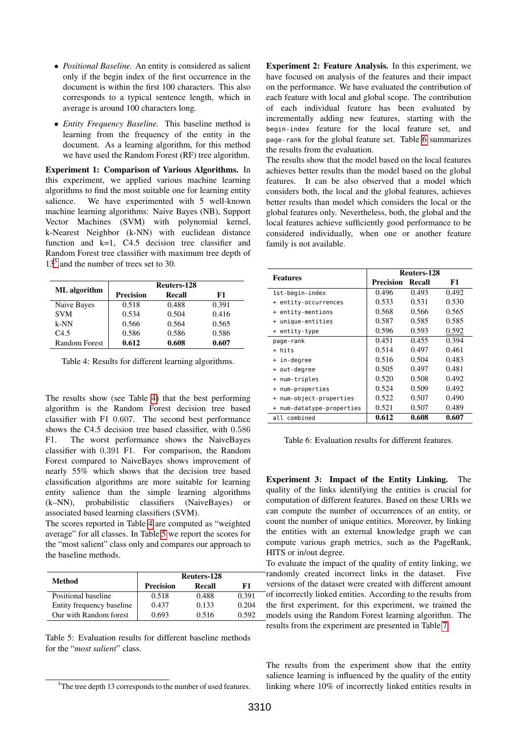- *Positional Baseline.* An entity is considered as salient only if the begin index of the first occurrence in the document is within the first 100 characters. This also corresponds to a typical sentence length, which in average is around 100 characters long.
- *Entity Frequency Baseline.* This baseline method is learning from the frequency of the entity in the document. As a learning algorithm, for this method we have used the Random Forest (RF) tree algorithm.

**Experiment 1: Comparison of Various Algorithms.** In this experiment, we applied various machine learning algorithms to find the most suitable one for learning entity salience. We have experimented with 5 well-known machine learning algorithms: Naive Bayes (NB), Support Vector Machines (SVM) with polynomial kernel, k-Nearest Neighbor (k-NN) with euclidean distance function and k=1, C4.5 decision tree classifier and Random Forest tree classifier with maximum tree depth of 13[5] and the number of trees set to 30.

| ML algorithm | Reuters-128 | | |
|---|---|---|---|
| | Precision | Recall | F1 |
| Naive Bayes | 0.518 | 0.488 | 0.391 |
| SVM | 0.534 | 0.504 | 0.416 |
| k-NN | 0.566 | 0.564 | 0.565 |
| C4.5 | 0.586 | 0.586 | 0.586 |
| Random Forest | **0.612** | **0.608** | **0.607** |

Table 4: Results for different learning algorithms.

The results show (see Table 4) that the best performing algorithm is the Random Forest decision tree based classifier with F1 0.607. The second best performance shows the C4.5 decision tree based classifier, with 0.586 F1. The worst performance shows the NaiveBayes classifier with 0.391 F1. For comparison, the Random Forest compared to NaiveBayes shows improvement of nearly 55% which shows that the decision tree based classification algorithms are more suitable for learning entity salience than the simple learning algorithms (k–NN), probabilistic classifiers (NaiveBayes) or associated based learning classifiers (SVM).

The scores reported in Table 4 are computed as "weighted average" for all classes. In Table 5 we report the scores for the "most salient" class only and compares our approach to the baseline methods.

| Method | Reuters-128 | | |
|---|---|---|---|
| | Precision | Recall | F1 |
| Positional baseline | 0.518 | 0.488 | 0.391 |
| Entity frequency baseline | 0.437 | 0.133 | 0.204 |
| Our with Random forest | 0.693 | 0.516 | 0.592 |

Table 5: Evaluation results for different baseline methods for the "*most salient*" class.

[5] The tree depth 13 corresponds to the number of used features.

**Experiment 2: Feature Analysis.** In this experiment, we have focused on analysis of the features and their impact on the performance. We have evaluated the contribution of each feature with local and global scope. The contribution of each individual feature has been evaluated by incrementally adding new features, starting with the `begin-index` feature for the local feature set, and `page-rank` for the global feature set. Table 6 summarizes the results from the evaluation.

The results show that the model based on the local features achieves better results than the model based on the global features. It can be also observed that a model which considers both, the local and the global features, achieves better results than model which considers the local or the global features only. Nevertheless, both, the global and the local features achieve sufficiently good performance to be considered individually, when one or another feature family is not available.

| Features | Reuters-128 | | |
|---|---|---|---|
| | Precision | Recall | F1 |
| `1st-begin-index` | 0.496 | 0.493 | 0.492 |
| `+ entity-occurrences` | 0.533 | 0.531 | 0.530 |
| `+ entity-mentions` | 0.568 | 0.566 | 0.565 |
| `+ unique-entities` | 0.587 | 0.585 | 0.585 |
| `+ entity-type` | 0.596 | 0.593 | 0.592 |
| `page-rank` | 0.451 | 0.455 | 0.394 |
| `+ hits` | 0.514 | 0.497 | 0.461 |
| `+ in-degree` | 0.516 | 0.504 | 0.483 |
| `+ out-degree` | 0.505 | 0.497 | 0.481 |
| `+ num-triples` | 0.520 | 0.508 | 0.492 |
| `+ num-properties` | 0.524 | 0.509 | 0.492 |
| `+ num-object-properties` | 0.522 | 0.507 | 0.490 |
| `+ num-datatype-properties` | 0.521 | 0.507 | 0.489 |
| `all combined` | **0.612** | **0.608** | **0.607** |

Table 6: Evaluation results for different features.

**Experiment 3: Impact of the Entity Linking.** The quality of the links identifying the entities is crucial for computation of different features. Based on these URIs we can compute the number of occurrences of an entity, or count the number of unique entities. Moreover, by linking the entities with an external knowledge graph we can compute various graph metrics, such as the PageRank, HITS or in/out degree.

To evaluate the impact of the quality of entity linking, we randomly created incorrect links in the dataset. Five versions of the dataset were created with different amount of incorrectly linked entities. According to the results from the first experiment, for this experiment, we trained the models using the Random Forest learning algorithm. The results from the experiment are presented in Table 7.

The results from the experiment show that the entity salience learning is influenced by the quality of the entity linking where 10% of incorrectly linked entities results in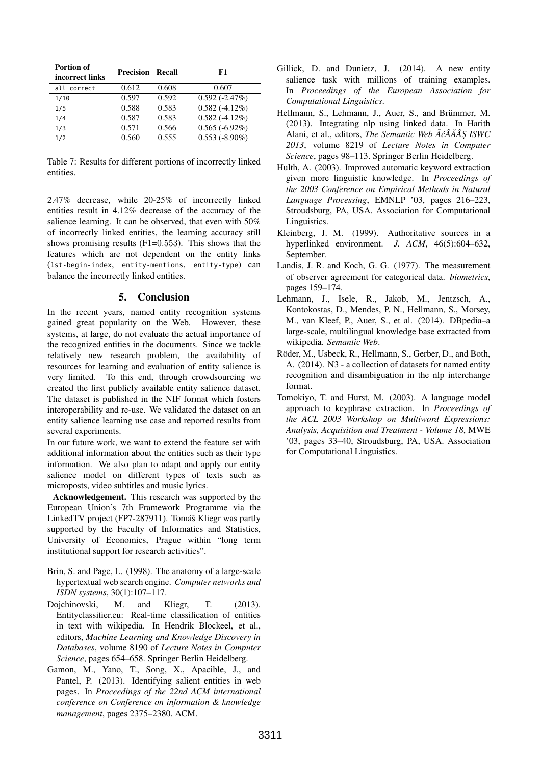| Portion of incorrect links | Precision | Recall | F1 |
|---|---|---|---|
| all correct | 0.612 | 0.608 | 0.607 |
| 1/10 | 0.597 | 0.592 | 0.592 (-2.47%) |
| 1/5 | 0.588 | 0.583 | 0.582 (-4.12%) |
| 1/4 | 0.587 | 0.583 | 0.582 (-4.12%) |
| 1/3 | 0.571 | 0.566 | 0.565 (-6.92%) |
| 1/2 | 0.560 | 0.555 | 0.553 (-8.90%) |

Table 7: Results for different portions of incorrectly linked entities.

2.47% decrease, while 20-25% of incorrectly linked entities result in 4.12% decrease of the accuracy of the salience learning. It can be observed, that even with 50% of incorrectly linked entities, the learning accuracy still shows promising results (F1=0.553). This shows that the features which are not dependent on the entity links (`1st-begin-index`, `entity-mentions`, `entity-type`) can balance the incorrectly linked entities.

## 5. Conclusion

In the recent years, named entity recognition systems gained great popularity on the Web. However, these systems, at large, do not evaluate the actual importance of the recognized entities in the documents. Since we tackle relatively new research problem, the availability of resources for learning and evaluation of entity salience is very limited. To this end, through crowdsourcing we created the first publicly available entity salience dataset. The dataset is published in the NIF format which fosters interoperability and re-use. We validated the dataset on an entity salience learning use case and reported results from several experiments.

In our future work, we want to extend the feature set with additional information about the entities such as their type information. We also plan to adapt and apply our entity salience model on different types of texts such as microposts, video subtitles and music lyrics.

**Acknowledgement.** This research was supported by the European Union's 7th Framework Programme via the LinkedTV project (FP7-287911). Tomáš Kliegr was partly supported by the Faculty of Informatics and Statistics, University of Economics, Prague within "long term institutional support for research activities".

Brin, S. and Page, L. (1998). The anatomy of a large-scale hypertextual web search engine. *Computer networks and ISDN systems*, 30(1):107–117.

Dojchinovski, M. and Kliegr, T. (2013). Entityclassifier.eu: Real-time classification of entities in text with wikipedia. In Hendrik Blockeel, et al., editors, *Machine Learning and Knowledge Discovery in Databases*, volume 8190 of *Lecture Notes in Computer Science*, pages 654–658. Springer Berlin Heidelberg.

Gamon, M., Yano, T., Song, X., Apacible, J., and Pantel, P. (2013). Identifying salient entities in web pages. In *Proceedings of the 22nd ACM international conference on Conference on information & knowledge management*, pages 2375–2380. ACM.

Gillick, D. and Dunietz, J. (2014). A new entity salience task with millions of training examples. In *Proceedings of the European Association for Computational Linguistics*.

Hellmann, S., Lehmann, J., Auer, S., and Brümmer, M. (2013). Integrating nlp using linked data. In Harith Alani, et al., editors, *The Semantic Web ÃćÂĂŞ ISWC 2013*, volume 8219 of *Lecture Notes in Computer Science*, pages 98–113. Springer Berlin Heidelberg.

Hulth, A. (2003). Improved automatic keyword extraction given more linguistic knowledge. In *Proceedings of the 2003 Conference on Empirical Methods in Natural Language Processing*, EMNLP '03, pages 216–223, Stroudsburg, PA, USA. Association for Computational Linguistics.

Kleinberg, J. M. (1999). Authoritative sources in a hyperlinked environment. *J. ACM*, 46(5):604–632, September.

Landis, J. R. and Koch, G. G. (1977). The measurement of observer agreement for categorical data. *biometrics*, pages 159–174.

Lehmann, J., Isele, R., Jakob, M., Jentzsch, A., Kontokostas, D., Mendes, P. N., Hellmann, S., Morsey, M., van Kleef, P., Auer, S., et al. (2014). DBpedia–a large-scale, multilingual knowledge base extracted from wikipedia. *Semantic Web*.

Röder, M., Usbeck, R., Hellmann, S., Gerber, D., and Both, A. (2014). N3 - a collection of datasets for named entity recognition and disambiguation in the nlp interchange format.

Tomokiyo, T. and Hurst, M. (2003). A language model approach to keyphrase extraction. In *Proceedings of the ACL 2003 Workshop on Multiword Expressions: Analysis, Acquisition and Treatment - Volume 18*, MWE '03, pages 33–40, Stroudsburg, PA, USA. Association for Computational Linguistics.